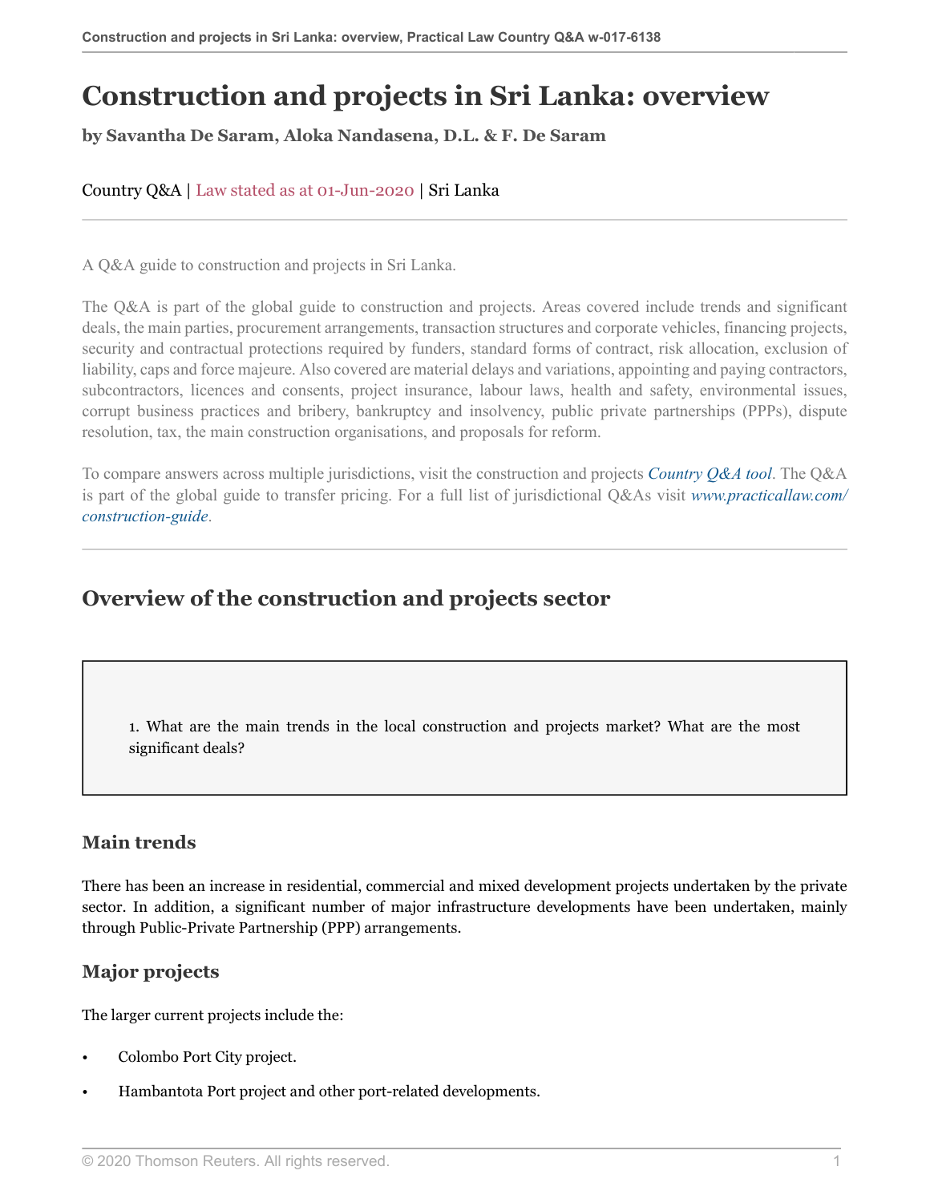# Construction and projects in Sri Lanka: overview

**by Savantha De Saram, Aloka Nandasena, D.L. & F. De Saram**

Country Q&A | Law stated as at 01-Jun-2020 | Sri Lanka

---

A Q&A guide to construction and projects in Sri Lanka.

The Q&A is part of the global guide to construction and projects. Areas covered include trends and significant deals, the main parties, procurement arrangements, transaction structures and corporate vehicles, financing projects, security and contractual protections required by funders, standard forms of contract, risk allocation, exclusion of liability, caps and force majeure. Also covered are material delays and variations, appointing and paying contractors, subcontractors, licences and consents, project insurance, labour laws, health and safety, environmental issues, corrupt business practices and bribery, bankruptcy and insolvency, public private partnerships (PPPs), dispute resolution, tax, the main construction organisations, and proposals for reform.

To compare answers across multiple jurisdictions, visit the construction and projects *Country Q&A tool*. The Q&A is part of the global guide to transfer pricing. For a full list of jurisdictional Q&As visit *www.practicallaw.com/construction-guide*.

---

## Overview of the construction and projects sector

1. What are the main trends in the local construction and projects market? What are the most significant deals?

### Main trends

There has been an increase in residential, commercial and mixed development projects undertaken by the private sector. In addition, a significant number of major infrastructure developments have been undertaken, mainly through Public-Private Partnership (PPP) arrangements.

### Major projects

The larger current projects include the:

- Colombo Port City project.
- Hambantota Port project and other port-related developments.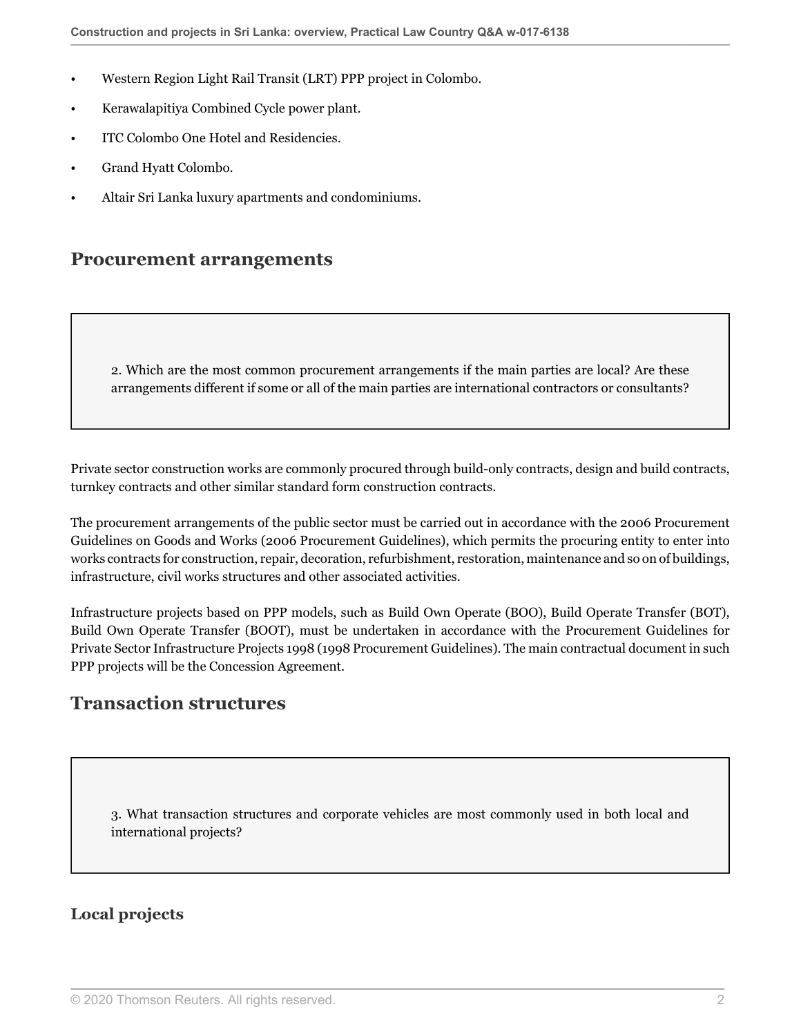- Western Region Light Rail Transit (LRT) PPP project in Colombo.
- Kerawalapitiya Combined Cycle power plant.
- ITC Colombo One Hotel and Residencies.
- Grand Hyatt Colombo.
- Altair Sri Lanka luxury apartments and condominiums.

## Procurement arrangements

> 2. Which are the most common procurement arrangements if the main parties are local? Are these arrangements different if some or all of the main parties are international contractors or consultants?

Private sector construction works are commonly procured through build-only contracts, design and build contracts, turnkey contracts and other similar standard form construction contracts.

The procurement arrangements of the public sector must be carried out in accordance with the 2006 Procurement Guidelines on Goods and Works (2006 Procurement Guidelines), which permits the procuring entity to enter into works contracts for construction, repair, decoration, refurbishment, restoration, maintenance and so on of buildings, infrastructure, civil works structures and other associated activities.

Infrastructure projects based on PPP models, such as Build Own Operate (BOO), Build Operate Transfer (BOT), Build Own Operate Transfer (BOOT), must be undertaken in accordance with the Procurement Guidelines for Private Sector Infrastructure Projects 1998 (1998 Procurement Guidelines). The main contractual document in such PPP projects will be the Concession Agreement.

## Transaction structures

> 3. What transaction structures and corporate vehicles are most commonly used in both local and international projects?

### Local projects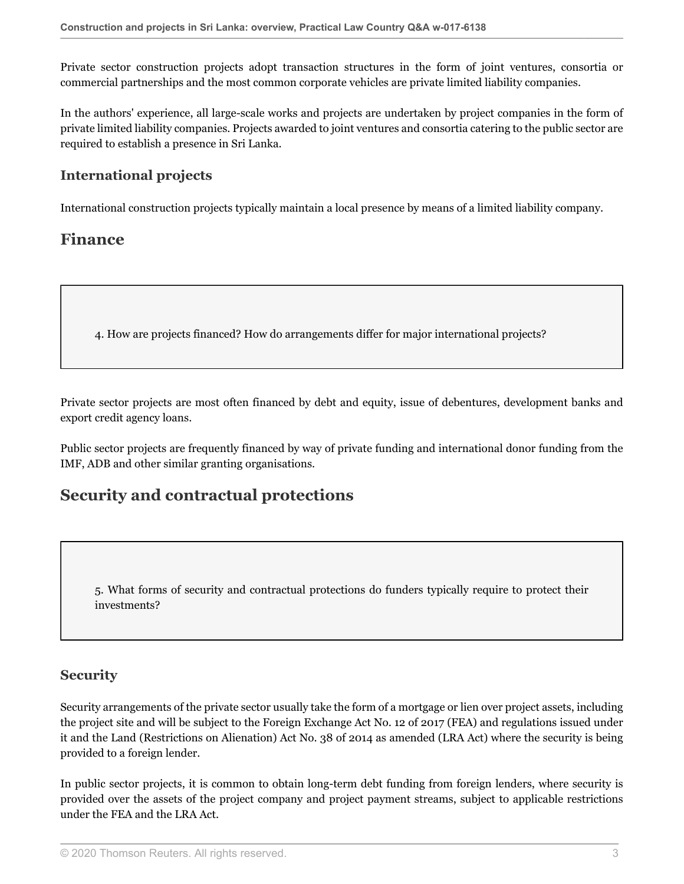Private sector construction projects adopt transaction structures in the form of joint ventures, consortia or commercial partnerships and the most common corporate vehicles are private limited liability companies.

In the authors' experience, all large-scale works and projects are undertaken by project companies in the form of private limited liability companies. Projects awarded to joint ventures and consortia catering to the public sector are required to establish a presence in Sri Lanka.

### International projects

International construction projects typically maintain a local presence by means of a limited liability company.

## Finance

> 4. How are projects financed? How do arrangements differ for major international projects?

Private sector projects are most often financed by debt and equity, issue of debentures, development banks and export credit agency loans.

Public sector projects are frequently financed by way of private funding and international donor funding from the IMF, ADB and other similar granting organisations.

## Security and contractual protections

> 5. What forms of security and contractual protections do funders typically require to protect their investments?

### Security

Security arrangements of the private sector usually take the form of a mortgage or lien over project assets, including the project site and will be subject to the Foreign Exchange Act No. 12 of 2017 (FEA) and regulations issued under it and the Land (Restrictions on Alienation) Act No. 38 of 2014 as amended (LRA Act) where the security is being provided to a foreign lender.

In public sector projects, it is common to obtain long-term debt funding from foreign lenders, where security is provided over the assets of the project company and project payment streams, subject to applicable restrictions under the FEA and the LRA Act.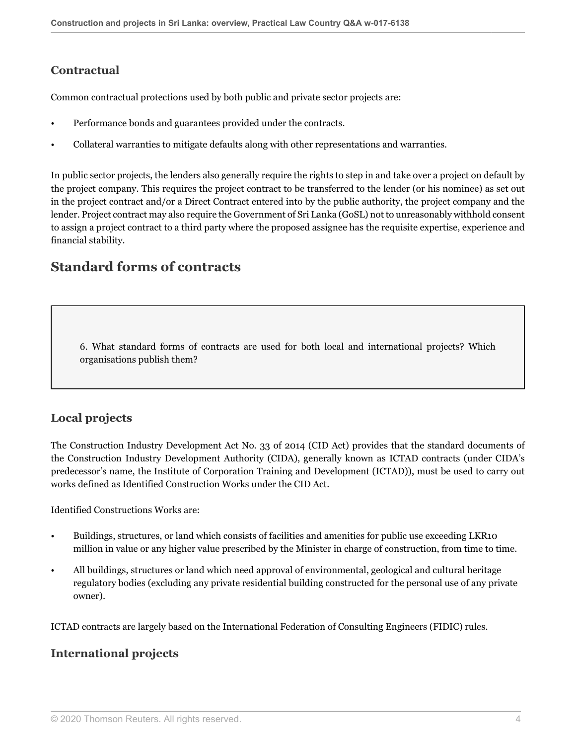### Contractual

Common contractual protections used by both public and private sector projects are:

- Performance bonds and guarantees provided under the contracts.
- Collateral warranties to mitigate defaults along with other representations and warranties.

In public sector projects, the lenders also generally require the rights to step in and take over a project on default by the project company. This requires the project contract to be transferred to the lender (or his nominee) as set out in the project contract and/or a Direct Contract entered into by the public authority, the project company and the lender. Project contract may also require the Government of Sri Lanka (GoSL) not to unreasonably withhold consent to assign a project contract to a third party where the proposed assignee has the requisite expertise, experience and financial stability.

## Standard forms of contracts

> 6. What standard forms of contracts are used for both local and international projects? Which organisations publish them?

### Local projects

The Construction Industry Development Act No. 33 of 2014 (CID Act) provides that the standard documents of the Construction Industry Development Authority (CIDA), generally known as ICTAD contracts (under CIDA's predecessor's name, the Institute of Corporation Training and Development (ICTAD)), must be used to carry out works defined as Identified Construction Works under the CID Act.

Identified Constructions Works are:

- Buildings, structures, or land which consists of facilities and amenities for public use exceeding LKR10 million in value or any higher value prescribed by the Minister in charge of construction, from time to time.
- All buildings, structures or land which need approval of environmental, geological and cultural heritage regulatory bodies (excluding any private residential building constructed for the personal use of any private owner).

ICTAD contracts are largely based on the International Federation of Consulting Engineers (FIDIC) rules.

### International projects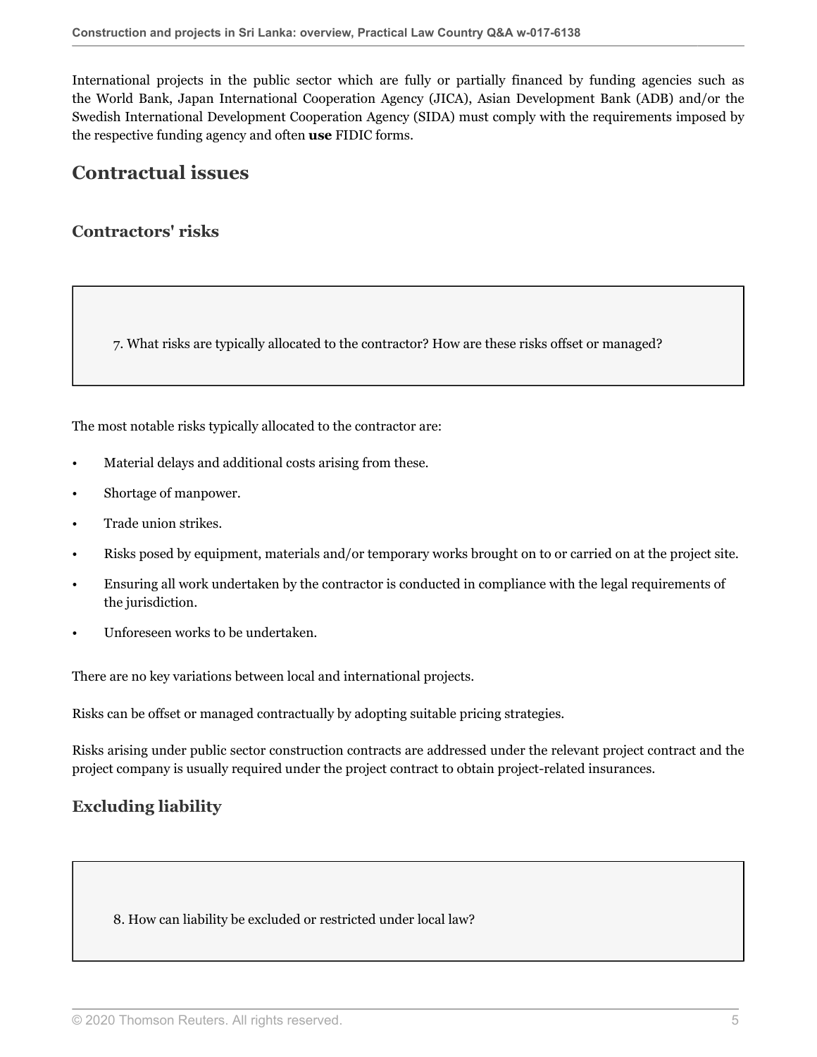International projects in the public sector which are fully or partially financed by funding agencies such as the World Bank, Japan International Cooperation Agency (JICA), Asian Development Bank (ADB) and/or the Swedish International Development Cooperation Agency (SIDA) must comply with the requirements imposed by the respective funding agency and often **use** FIDIC forms.

## Contractual issues

### Contractors' risks

7. What risks are typically allocated to the contractor? How are these risks offset or managed?

The most notable risks typically allocated to the contractor are:

- Material delays and additional costs arising from these.
- Shortage of manpower.
- Trade union strikes.
- Risks posed by equipment, materials and/or temporary works brought on to or carried on at the project site.
- Ensuring all work undertaken by the contractor is conducted in compliance with the legal requirements of the jurisdiction.
- Unforeseen works to be undertaken.

There are no key variations between local and international projects.

Risks can be offset or managed contractually by adopting suitable pricing strategies.

Risks arising under public sector construction contracts are addressed under the relevant project contract and the project company is usually required under the project contract to obtain project-related insurances.

### Excluding liability

8. How can liability be excluded or restricted under local law?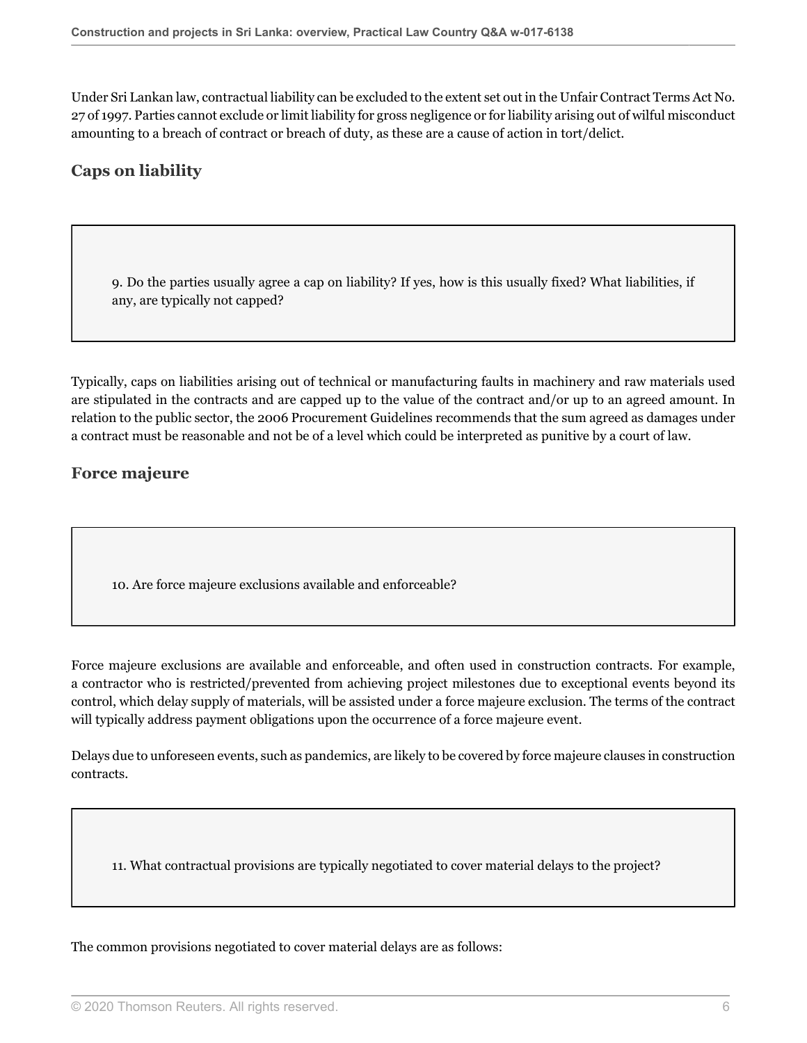Under Sri Lankan law, contractual liability can be excluded to the extent set out in the Unfair Contract Terms Act No. 27 of 1997. Parties cannot exclude or limit liability for gross negligence or for liability arising out of wilful misconduct amounting to a breach of contract or breach of duty, as these are a cause of action in tort/delict.

## Caps on liability

> 9. Do the parties usually agree a cap on liability? If yes, how is this usually fixed? What liabilities, if any, are typically not capped?

Typically, caps on liabilities arising out of technical or manufacturing faults in machinery and raw materials used are stipulated in the contracts and are capped up to the value of the contract and/or up to an agreed amount. In relation to the public sector, the 2006 Procurement Guidelines recommends that the sum agreed as damages under a contract must be reasonable and not be of a level which could be interpreted as punitive by a court of law.

## Force majeure

> 10. Are force majeure exclusions available and enforceable?

Force majeure exclusions are available and enforceable, and often used in construction contracts. For example, a contractor who is restricted/prevented from achieving project milestones due to exceptional events beyond its control, which delay supply of materials, will be assisted under a force majeure exclusion. The terms of the contract will typically address payment obligations upon the occurrence of a force majeure event.

Delays due to unforeseen events, such as pandemics, are likely to be covered by force majeure clauses in construction contracts.

> 11. What contractual provisions are typically negotiated to cover material delays to the project?

The common provisions negotiated to cover material delays are as follows: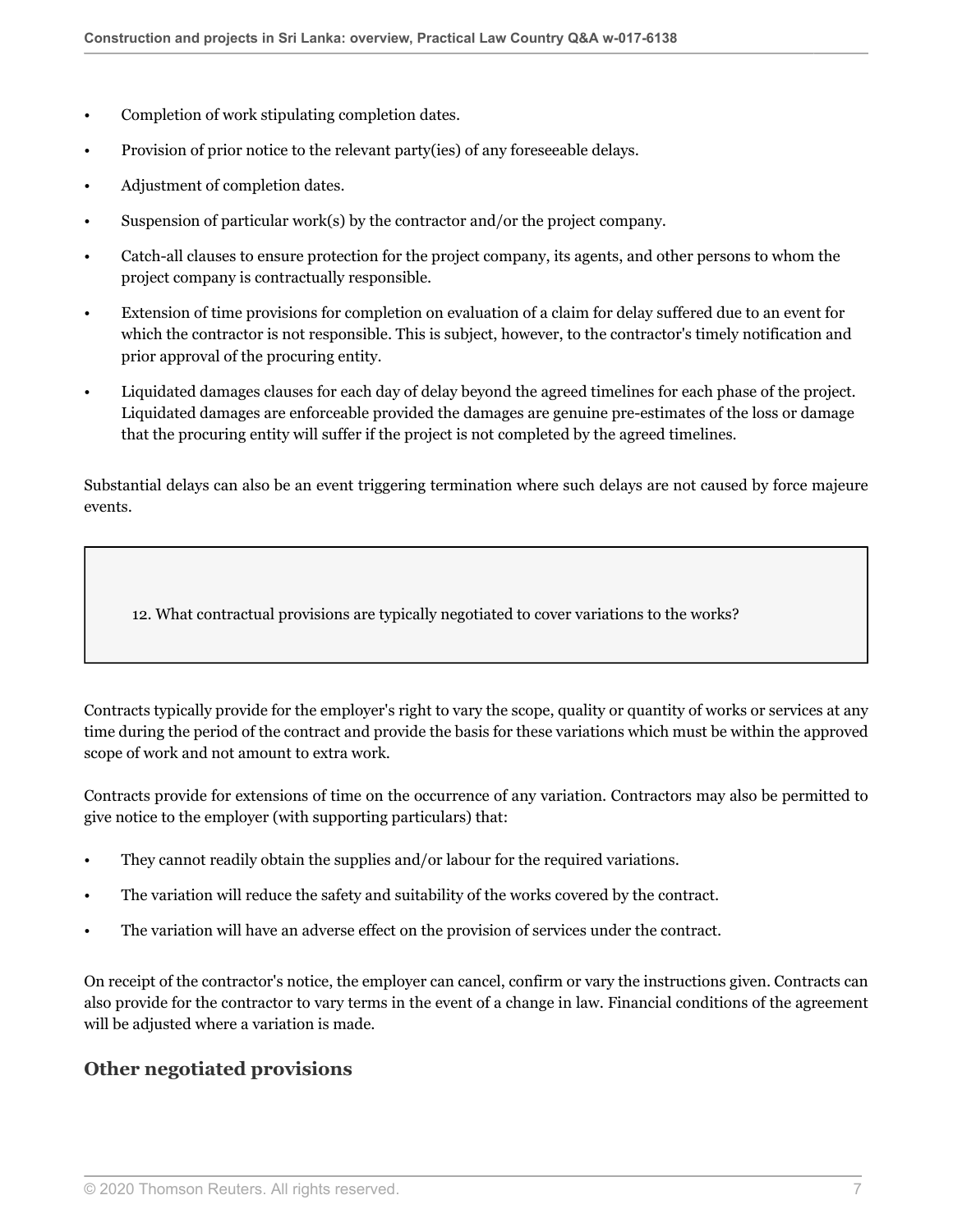- Completion of work stipulating completion dates.
- Provision of prior notice to the relevant party(ies) of any foreseeable delays.
- Adjustment of completion dates.
- Suspension of particular work(s) by the contractor and/or the project company.
- Catch-all clauses to ensure protection for the project company, its agents, and other persons to whom the project company is contractually responsible.
- Extension of time provisions for completion on evaluation of a claim for delay suffered due to an event for which the contractor is not responsible. This is subject, however, to the contractor's timely notification and prior approval of the procuring entity.
- Liquidated damages clauses for each day of delay beyond the agreed timelines for each phase of the project. Liquidated damages are enforceable provided the damages are genuine pre-estimates of the loss or damage that the procuring entity will suffer if the project is not completed by the agreed timelines.

Substantial delays can also be an event triggering termination where such delays are not caused by force majeure events.

> 12. What contractual provisions are typically negotiated to cover variations to the works?

Contracts typically provide for the employer's right to vary the scope, quality or quantity of works or services at any time during the period of the contract and provide the basis for these variations which must be within the approved scope of work and not amount to extra work.

Contracts provide for extensions of time on the occurrence of any variation. Contractors may also be permitted to give notice to the employer (with supporting particulars) that:

- They cannot readily obtain the supplies and/or labour for the required variations.
- The variation will reduce the safety and suitability of the works covered by the contract.
- The variation will have an adverse effect on the provision of services under the contract.

On receipt of the contractor's notice, the employer can cancel, confirm or vary the instructions given. Contracts can also provide for the contractor to vary terms in the event of a change in law. Financial conditions of the agreement will be adjusted where a variation is made.

## Other negotiated provisions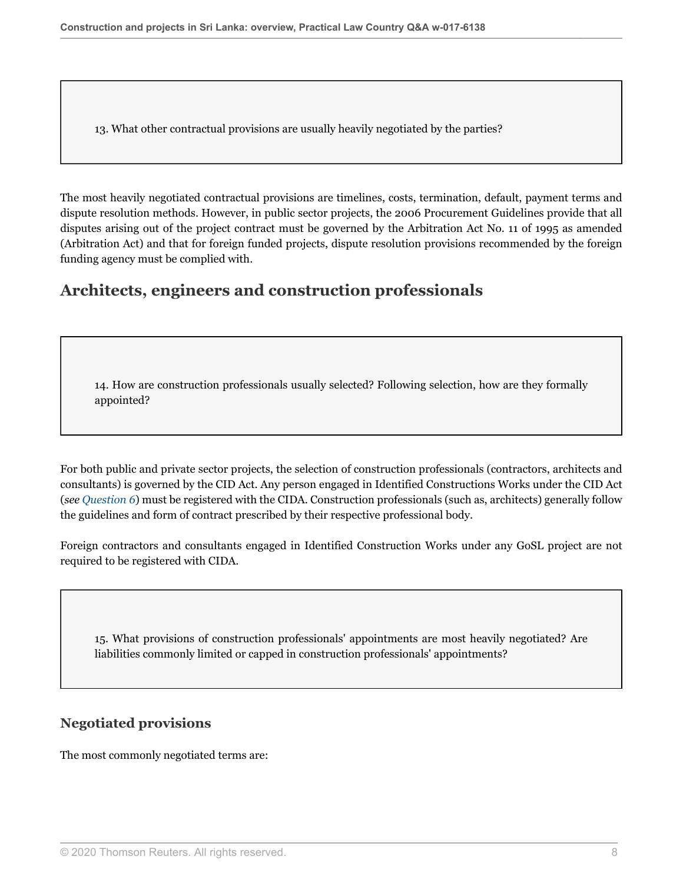13. What other contractual provisions are usually heavily negotiated by the parties?

The most heavily negotiated contractual provisions are timelines, costs, termination, default, payment terms and dispute resolution methods. However, in public sector projects, the 2006 Procurement Guidelines provide that all disputes arising out of the project contract must be governed by the Arbitration Act No. 11 of 1995 as amended (Arbitration Act) and that for foreign funded projects, dispute resolution provisions recommended by the foreign funding agency must be complied with.

## Architects, engineers and construction professionals

14. How are construction professionals usually selected? Following selection, how are they formally appointed?

For both public and private sector projects, the selection of construction professionals (contractors, architects and consultants) is governed by the CID Act. Any person engaged in Identified Constructions Works under the CID Act (*see Question 6*) must be registered with the CIDA. Construction professionals (such as, architects) generally follow the guidelines and form of contract prescribed by their respective professional body.

Foreign contractors and consultants engaged in Identified Construction Works under any GoSL project are not required to be registered with CIDA.

15. What provisions of construction professionals' appointments are most heavily negotiated? Are liabilities commonly limited or capped in construction professionals' appointments?

### Negotiated provisions

The most commonly negotiated terms are: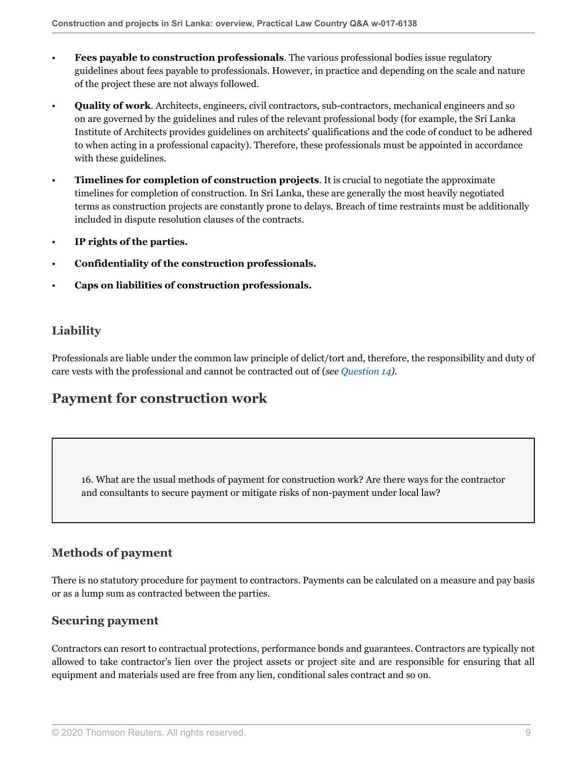- **Fees payable to construction professionals**. The various professional bodies issue regulatory guidelines about fees payable to professionals. However, in practice and depending on the scale and nature of the project these are not always followed.
- **Quality of work**. Architects, engineers, civil contractors, sub-contractors, mechanical engineers and so on are governed by the guidelines and rules of the relevant professional body (for example, the Sri Lanka Institute of Architects provides guidelines on architects' qualifications and the code of conduct to be adhered to when acting in a professional capacity). Therefore, these professionals must be appointed in accordance with these guidelines.
- **Timelines for completion of construction projects**. It is crucial to negotiate the approximate timelines for completion of construction. In Sri Lanka, these are generally the most heavily negotiated terms as construction projects are constantly prone to delays. Breach of time restraints must be additionally included in dispute resolution clauses of the contracts.
- **IP rights of the parties.**
- **Confidentiality of the construction professionals.**
- **Caps on liabilities of construction professionals.**

### Liability

Professionals are liable under the common law principle of delict/tort and, therefore, the responsibility and duty of care vests with the professional and cannot be contracted out of (*see Question 14).*

## Payment for construction work

16. What are the usual methods of payment for construction work? Are there ways for the contractor and consultants to secure payment or mitigate risks of non-payment under local law?

### Methods of payment

There is no statutory procedure for payment to contractors. Payments can be calculated on a measure and pay basis or as a lump sum as contracted between the parties.

### Securing payment

Contractors can resort to contractual protections, performance bonds and guarantees. Contractors are typically not allowed to take contractor's lien over the project assets or project site and are responsible for ensuring that all equipment and materials used are free from any lien, conditional sales contract and so on.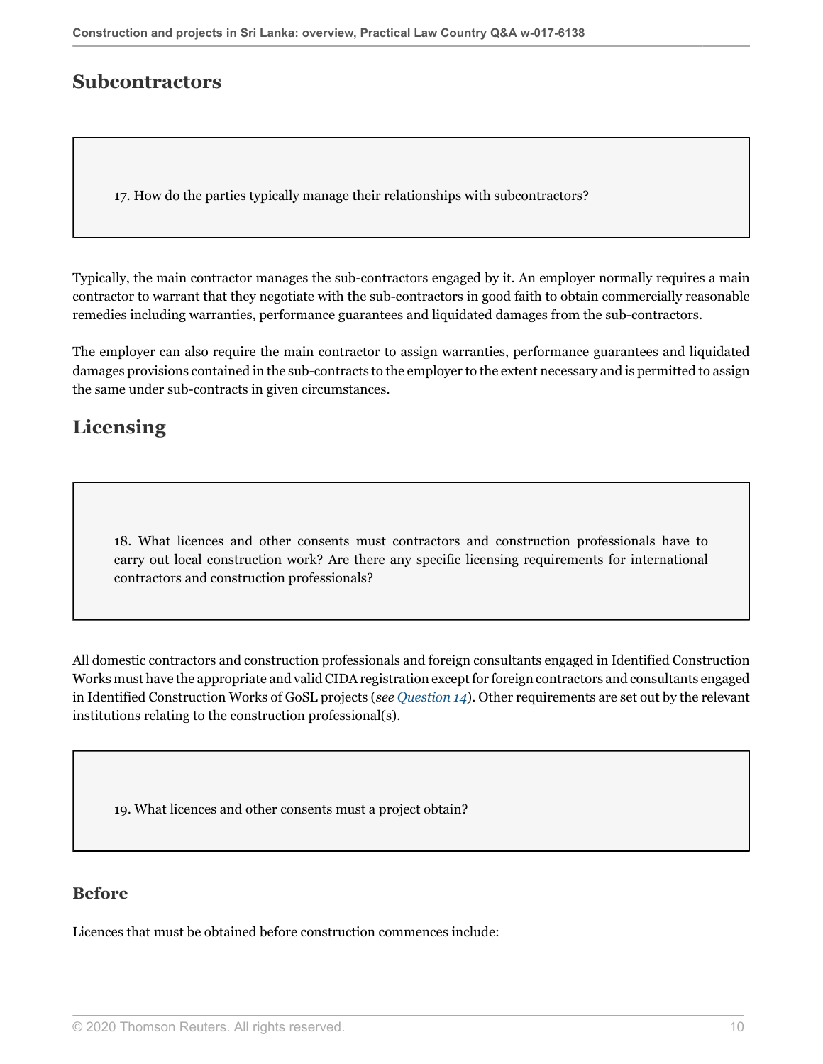## Subcontractors

17. How do the parties typically manage their relationships with subcontractors?

Typically, the main contractor manages the sub-contractors engaged by it. An employer normally requires a main contractor to warrant that they negotiate with the sub-contractors in good faith to obtain commercially reasonable remedies including warranties, performance guarantees and liquidated damages from the sub-contractors.

The employer can also require the main contractor to assign warranties, performance guarantees and liquidated damages provisions contained in the sub-contracts to the employer to the extent necessary and is permitted to assign the same under sub-contracts in given circumstances.

## Licensing

18. What licences and other consents must contractors and construction professionals have to carry out local construction work? Are there any specific licensing requirements for international contractors and construction professionals?

All domestic contractors and construction professionals and foreign consultants engaged in Identified Construction Works must have the appropriate and valid CIDA registration except for foreign contractors and consultants engaged in Identified Construction Works of GoSL projects (*see Question 14*). Other requirements are set out by the relevant institutions relating to the construction professional(s).

19. What licences and other consents must a project obtain?

### Before

Licences that must be obtained before construction commences include: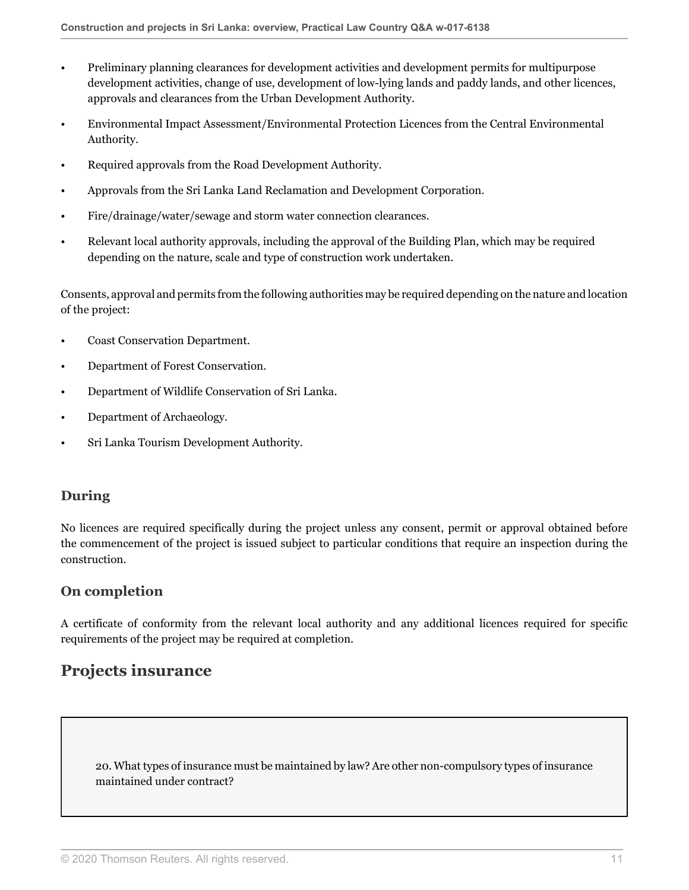- Preliminary planning clearances for development activities and development permits for multipurpose development activities, change of use, development of low-lying lands and paddy lands, and other licences, approvals and clearances from the Urban Development Authority.
- Environmental Impact Assessment/Environmental Protection Licences from the Central Environmental Authority.
- Required approvals from the Road Development Authority.
- Approvals from the Sri Lanka Land Reclamation and Development Corporation.
- Fire/drainage/water/sewage and storm water connection clearances.
- Relevant local authority approvals, including the approval of the Building Plan, which may be required depending on the nature, scale and type of construction work undertaken.

Consents, approval and permits from the following authorities may be required depending on the nature and location of the project:

- Coast Conservation Department.
- Department of Forest Conservation.
- Department of Wildlife Conservation of Sri Lanka.
- Department of Archaeology.
- Sri Lanka Tourism Development Authority.

### During

No licences are required specifically during the project unless any consent, permit or approval obtained before the commencement of the project is issued subject to particular conditions that require an inspection during the construction.

### On completion

A certificate of conformity from the relevant local authority and any additional licences required for specific requirements of the project may be required at completion.

## Projects insurance

20. What types of insurance must be maintained by law? Are other non-compulsory types of insurance maintained under contract?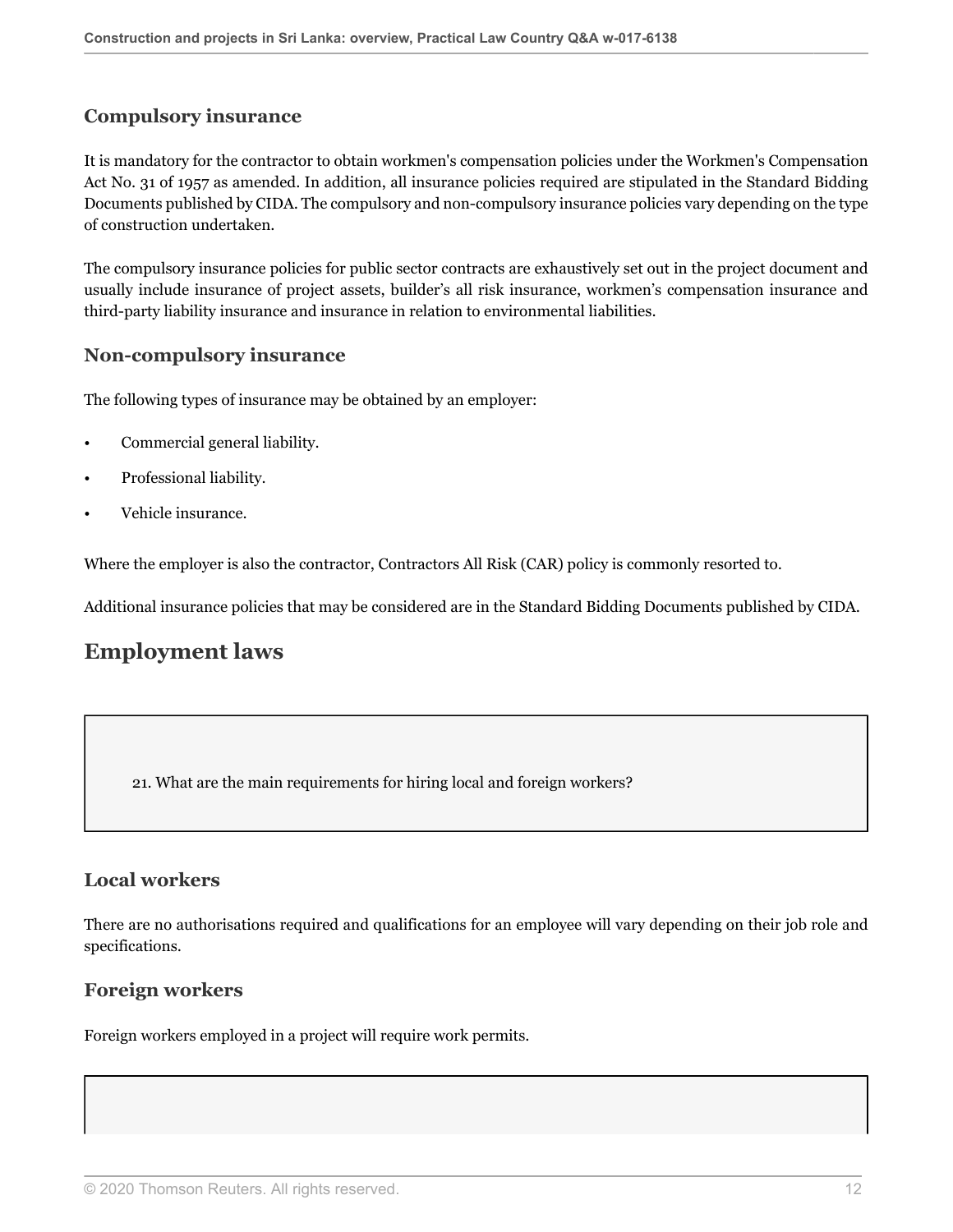### Compulsory insurance

It is mandatory for the contractor to obtain workmen's compensation policies under the Workmen's Compensation Act No. 31 of 1957 as amended. In addition, all insurance policies required are stipulated in the Standard Bidding Documents published by CIDA. The compulsory and non-compulsory insurance policies vary depending on the type of construction undertaken.

The compulsory insurance policies for public sector contracts are exhaustively set out in the project document and usually include insurance of project assets, builder's all risk insurance, workmen's compensation insurance and third-party liability insurance and insurance in relation to environmental liabilities.

### Non-compulsory insurance

The following types of insurance may be obtained by an employer:

- Commercial general liability.
- Professional liability.
- Vehicle insurance.

Where the employer is also the contractor, Contractors All Risk (CAR) policy is commonly resorted to.

Additional insurance policies that may be considered are in the Standard Bidding Documents published by CIDA.

## Employment laws

21. What are the main requirements for hiring local and foreign workers?

### Local workers

There are no authorisations required and qualifications for an employee will vary depending on their job role and specifications.

### Foreign workers

Foreign workers employed in a project will require work permits.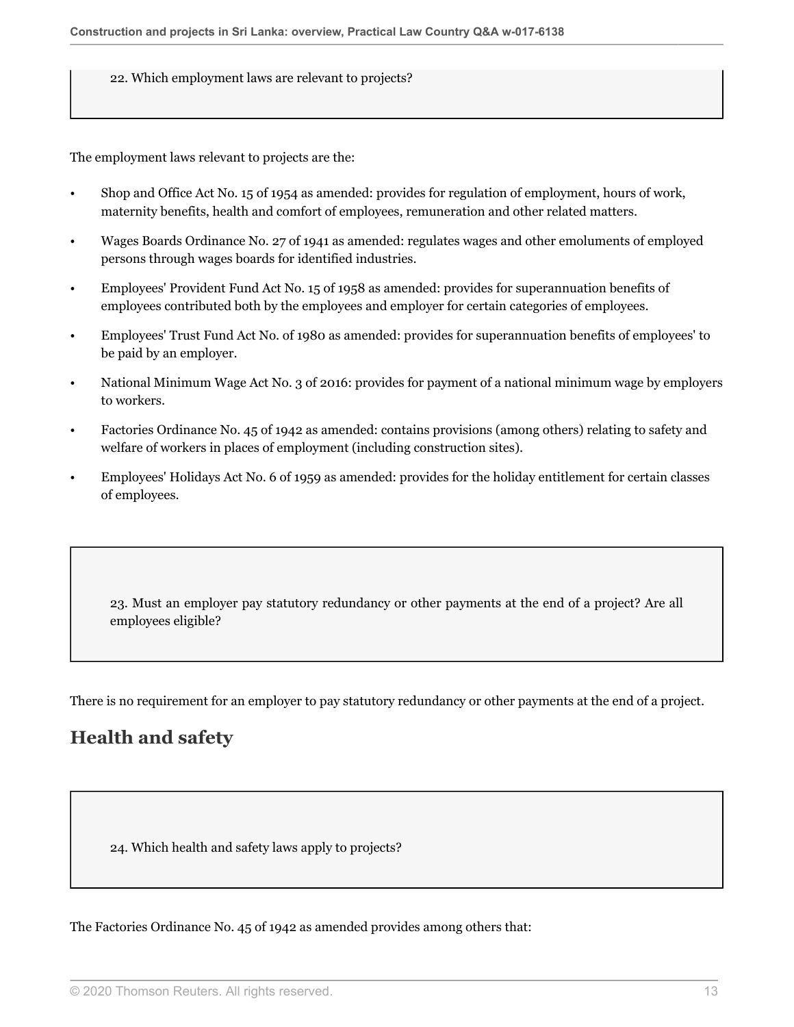22. Which employment laws are relevant to projects?

The employment laws relevant to projects are the:

- Shop and Office Act No. 15 of 1954 as amended: provides for regulation of employment, hours of work, maternity benefits, health and comfort of employees, remuneration and other related matters.
- Wages Boards Ordinance No. 27 of 1941 as amended: regulates wages and other emoluments of employed persons through wages boards for identified industries.
- Employees' Provident Fund Act No. 15 of 1958 as amended: provides for superannuation benefits of employees contributed both by the employees and employer for certain categories of employees.
- Employees' Trust Fund Act No. of 1980 as amended: provides for superannuation benefits of employees' to be paid by an employer.
- National Minimum Wage Act No. 3 of 2016: provides for payment of a national minimum wage by employers to workers.
- Factories Ordinance No. 45 of 1942 as amended: contains provisions (among others) relating to safety and welfare of workers in places of employment (including construction sites).
- Employees' Holidays Act No. 6 of 1959 as amended: provides for the holiday entitlement for certain classes of employees.

23. Must an employer pay statutory redundancy or other payments at the end of a project? Are all employees eligible?

There is no requirement for an employer to pay statutory redundancy or other payments at the end of a project.

## Health and safety

24. Which health and safety laws apply to projects?

The Factories Ordinance No. 45 of 1942 as amended provides among others that: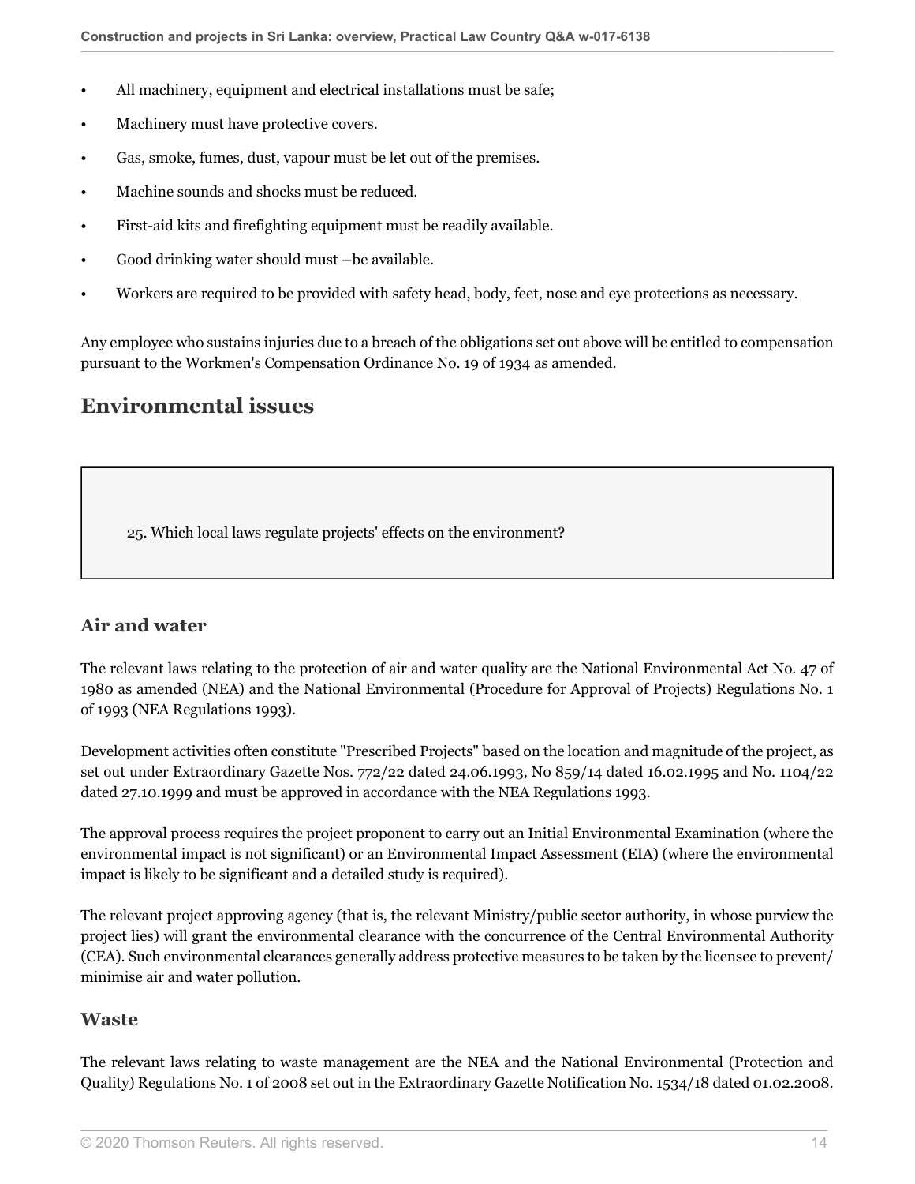- All machinery, equipment and electrical installations must be safe;
- Machinery must have protective covers.
- Gas, smoke, fumes, dust, vapour must be let out of the premises.
- Machine sounds and shocks must be reduced.
- First-aid kits and firefighting equipment must be readily available.
- Good drinking water should must –be available.
- Workers are required to be provided with safety head, body, feet, nose and eye protections as necessary.

Any employee who sustains injuries due to a breach of the obligations set out above will be entitled to compensation pursuant to the Workmen's Compensation Ordinance No. 19 of 1934 as amended.

## Environmental issues

> 25. Which local laws regulate projects' effects on the environment?

### Air and water

The relevant laws relating to the protection of air and water quality are the National Environmental Act No. 47 of 1980 as amended (NEA) and the National Environmental (Procedure for Approval of Projects) Regulations No. 1 of 1993 (NEA Regulations 1993).

Development activities often constitute "Prescribed Projects" based on the location and magnitude of the project, as set out under Extraordinary Gazette Nos. 772/22 dated 24.06.1993, No 859/14 dated 16.02.1995 and No. 1104/22 dated 27.10.1999 and must be approved in accordance with the NEA Regulations 1993.

The approval process requires the project proponent to carry out an Initial Environmental Examination (where the environmental impact is not significant) or an Environmental Impact Assessment (EIA) (where the environmental impact is likely to be significant and a detailed study is required).

The relevant project approving agency (that is, the relevant Ministry/public sector authority, in whose purview the project lies) will grant the environmental clearance with the concurrence of the Central Environmental Authority (CEA). Such environmental clearances generally address protective measures to be taken by the licensee to prevent/minimise air and water pollution.

### Waste

The relevant laws relating to waste management are the NEA and the National Environmental (Protection and Quality) Regulations No. 1 of 2008 set out in the Extraordinary Gazette Notification No. 1534/18 dated 01.02.2008.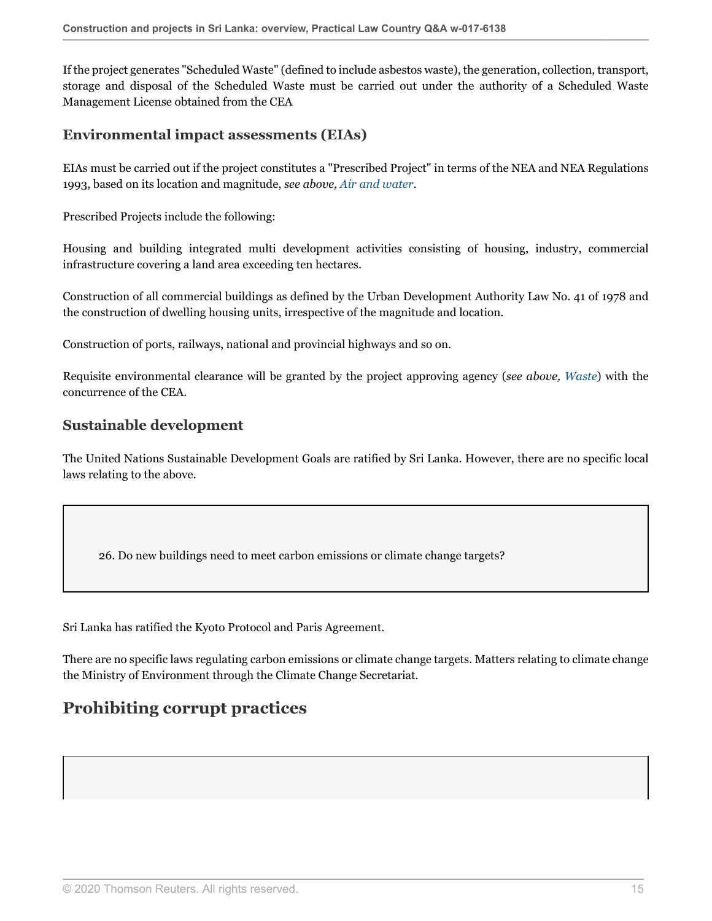If the project generates "Scheduled Waste" (defined to include asbestos waste), the generation, collection, transport, storage and disposal of the Scheduled Waste must be carried out under the authority of a Scheduled Waste Management License obtained from the CEA

### Environmental impact assessments (EIAs)

EIAs must be carried out if the project constitutes a "Prescribed Project" in terms of the NEA and NEA Regulations 1993, based on its location and magnitude, *see above, Air and water*.

Prescribed Projects include the following:

Housing and building integrated multi development activities consisting of housing, industry, commercial infrastructure covering a land area exceeding ten hectares.

Construction of all commercial buildings as defined by the Urban Development Authority Law No. 41 of 1978 and the construction of dwelling housing units, irrespective of the magnitude and location.

Construction of ports, railways, national and provincial highways and so on.

Requisite environmental clearance will be granted by the project approving agency (*see above, Waste*) with the concurrence of the CEA.

### Sustainable development

The United Nations Sustainable Development Goals are ratified by Sri Lanka. However, there are no specific local laws relating to the above.

26. Do new buildings need to meet carbon emissions or climate change targets?

Sri Lanka has ratified the Kyoto Protocol and Paris Agreement.

There are no specific laws regulating carbon emissions or climate change targets. Matters relating to climate change the Ministry of Environment through the Climate Change Secretariat.

## Prohibiting corrupt practices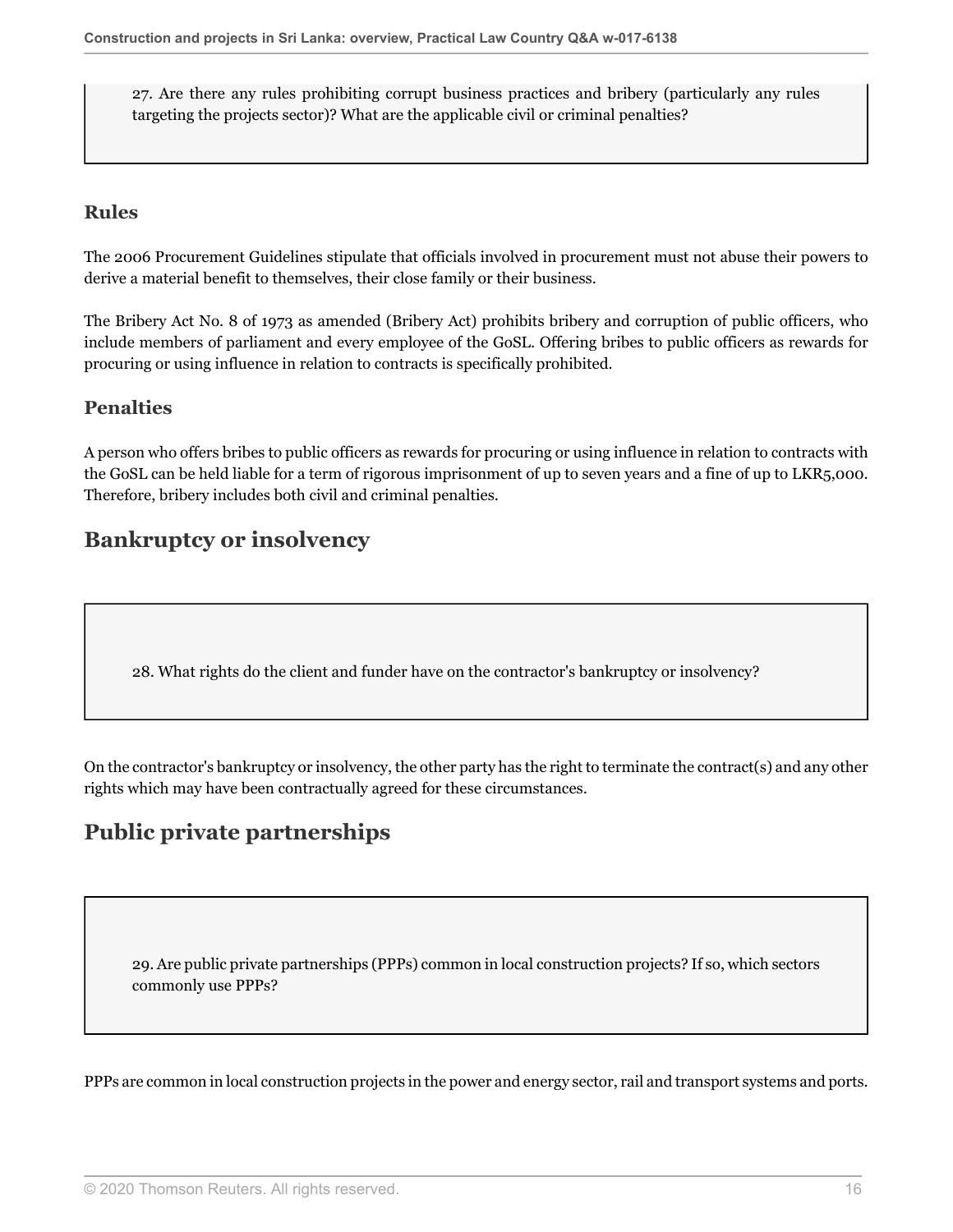27. Are there any rules prohibiting corrupt business practices and bribery (particularly any rules targeting the projects sector)? What are the applicable civil or criminal penalties?

### Rules

The 2006 Procurement Guidelines stipulate that officials involved in procurement must not abuse their powers to derive a material benefit to themselves, their close family or their business.

The Bribery Act No. 8 of 1973 as amended (Bribery Act) prohibits bribery and corruption of public officers, who include members of parliament and every employee of the GoSL. Offering bribes to public officers as rewards for procuring or using influence in relation to contracts is specifically prohibited.

### Penalties

A person who offers bribes to public officers as rewards for procuring or using influence in relation to contracts with the GoSL can be held liable for a term of rigorous imprisonment of up to seven years and a fine of up to LKR5,000. Therefore, bribery includes both civil and criminal penalties.

## Bankruptcy or insolvency

28. What rights do the client and funder have on the contractor's bankruptcy or insolvency?

On the contractor's bankruptcy or insolvency, the other party has the right to terminate the contract(s) and any other rights which may have been contractually agreed for these circumstances.

## Public private partnerships

29. Are public private partnerships (PPPs) common in local construction projects? If so, which sectors commonly use PPPs?

PPPs are common in local construction projects in the power and energy sector, rail and transport systems and ports.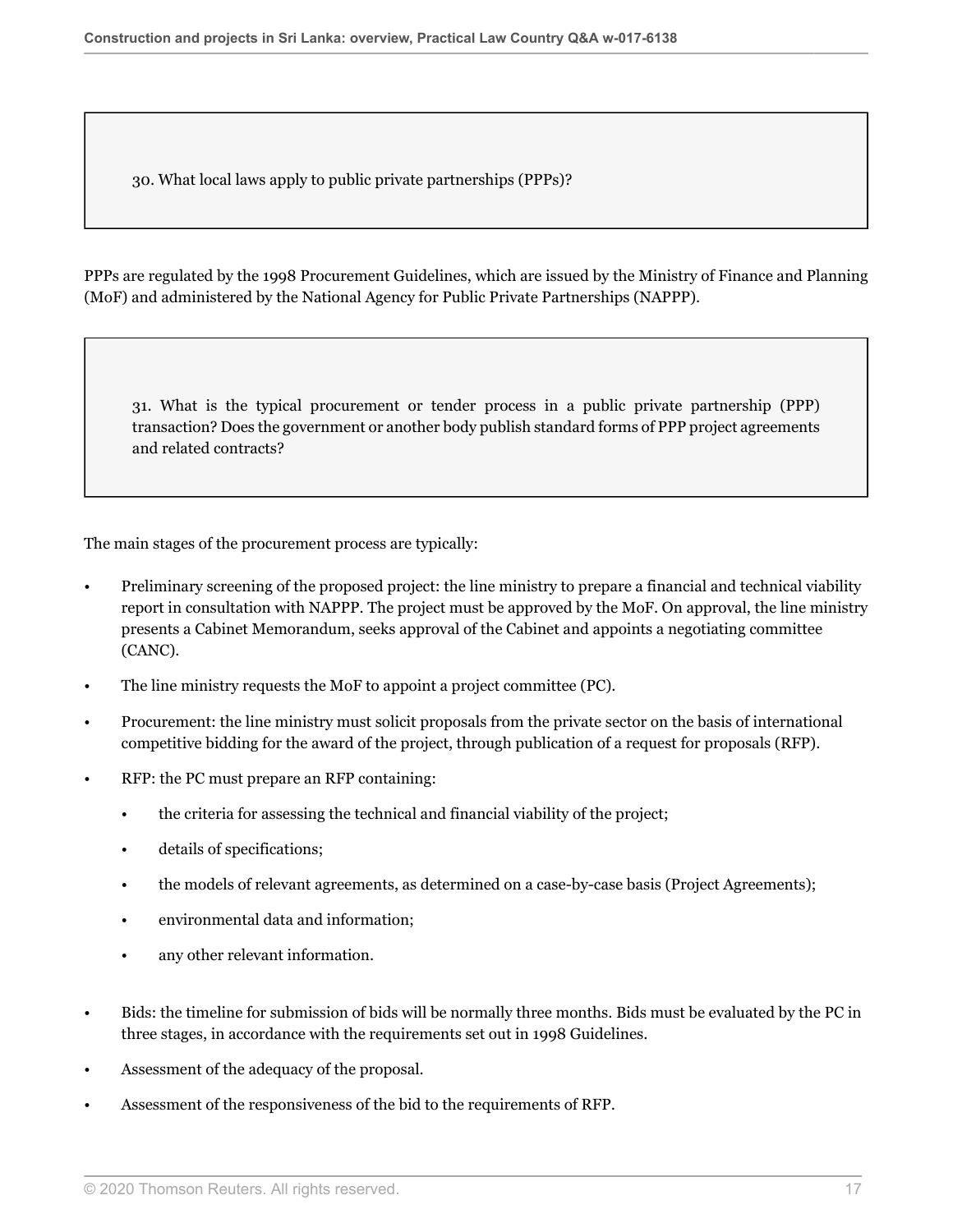### 30. What local laws apply to public private partnerships (PPPs)?

PPPs are regulated by the 1998 Procurement Guidelines, which are issued by the Ministry of Finance and Planning (MoF) and administered by the National Agency for Public Private Partnerships (NAPPP).

### 31. What is the typical procurement or tender process in a public private partnership (PPP) transaction? Does the government or another body publish standard forms of PPP project agreements and related contracts?

The main stages of the procurement process are typically:

- Preliminary screening of the proposed project: the line ministry to prepare a financial and technical viability report in consultation with NAPPP. The project must be approved by the MoF. On approval, the line ministry presents a Cabinet Memorandum, seeks approval of the Cabinet and appoints a negotiating committee (CANC).
- The line ministry requests the MoF to appoint a project committee (PC).
- Procurement: the line ministry must solicit proposals from the private sector on the basis of international competitive bidding for the award of the project, through publication of a request for proposals (RFP).
- RFP: the PC must prepare an RFP containing:
  - the criteria for assessing the technical and financial viability of the project;
  - details of specifications;
  - the models of relevant agreements, as determined on a case-by-case basis (Project Agreements);
  - environmental data and information;
  - any other relevant information.
- Bids: the timeline for submission of bids will be normally three months. Bids must be evaluated by the PC in three stages, in accordance with the requirements set out in 1998 Guidelines.
- Assessment of the adequacy of the proposal.
- Assessment of the responsiveness of the bid to the requirements of RFP.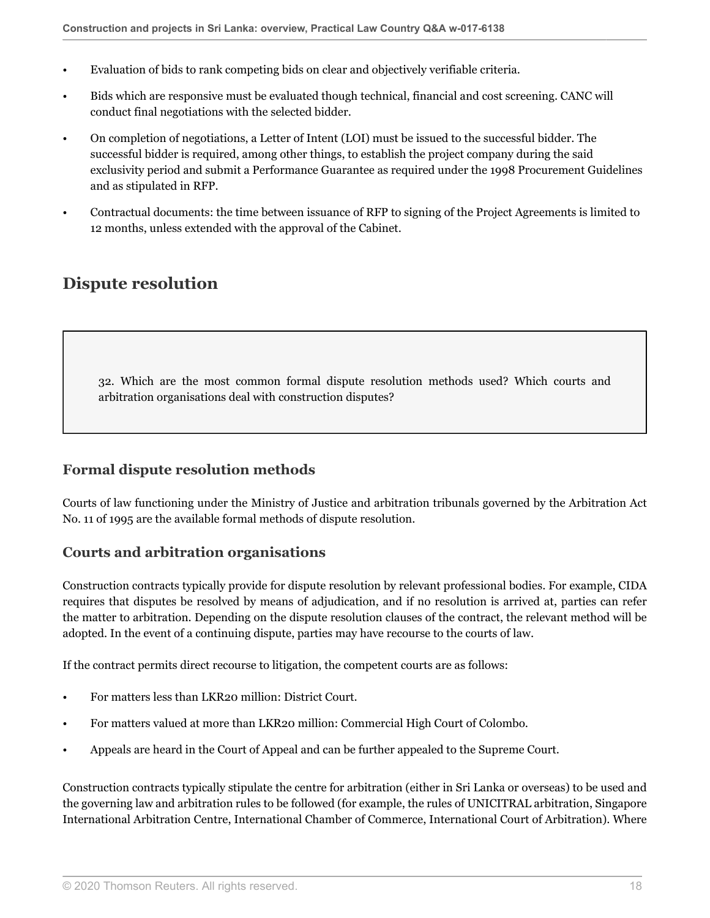- Evaluation of bids to rank competing bids on clear and objectively verifiable criteria.
- Bids which are responsive must be evaluated though technical, financial and cost screening. CANC will conduct final negotiations with the selected bidder.
- On completion of negotiations, a Letter of Intent (LOI) must be issued to the successful bidder. The successful bidder is required, among other things, to establish the project company during the said exclusivity period and submit a Performance Guarantee as required under the 1998 Procurement Guidelines and as stipulated in RFP.
- Contractual documents: the time between issuance of RFP to signing of the Project Agreements is limited to 12 months, unless extended with the approval of the Cabinet.

## Dispute resolution

32. Which are the most common formal dispute resolution methods used? Which courts and arbitration organisations deal with construction disputes?

### Formal dispute resolution methods

Courts of law functioning under the Ministry of Justice and arbitration tribunals governed by the Arbitration Act No. 11 of 1995 are the available formal methods of dispute resolution.

### Courts and arbitration organisations

Construction contracts typically provide for dispute resolution by relevant professional bodies. For example, CIDA requires that disputes be resolved by means of adjudication, and if no resolution is arrived at, parties can refer the matter to arbitration. Depending on the dispute resolution clauses of the contract, the relevant method will be adopted. In the event of a continuing dispute, parties may have recourse to the courts of law.

If the contract permits direct recourse to litigation, the competent courts are as follows:

- For matters less than LKR20 million: District Court.
- For matters valued at more than LKR20 million: Commercial High Court of Colombo.
- Appeals are heard in the Court of Appeal and can be further appealed to the Supreme Court.

Construction contracts typically stipulate the centre for arbitration (either in Sri Lanka or overseas) to be used and the governing law and arbitration rules to be followed (for example, the rules of UNICITRAL arbitration, Singapore International Arbitration Centre, International Chamber of Commerce, International Court of Arbitration). Where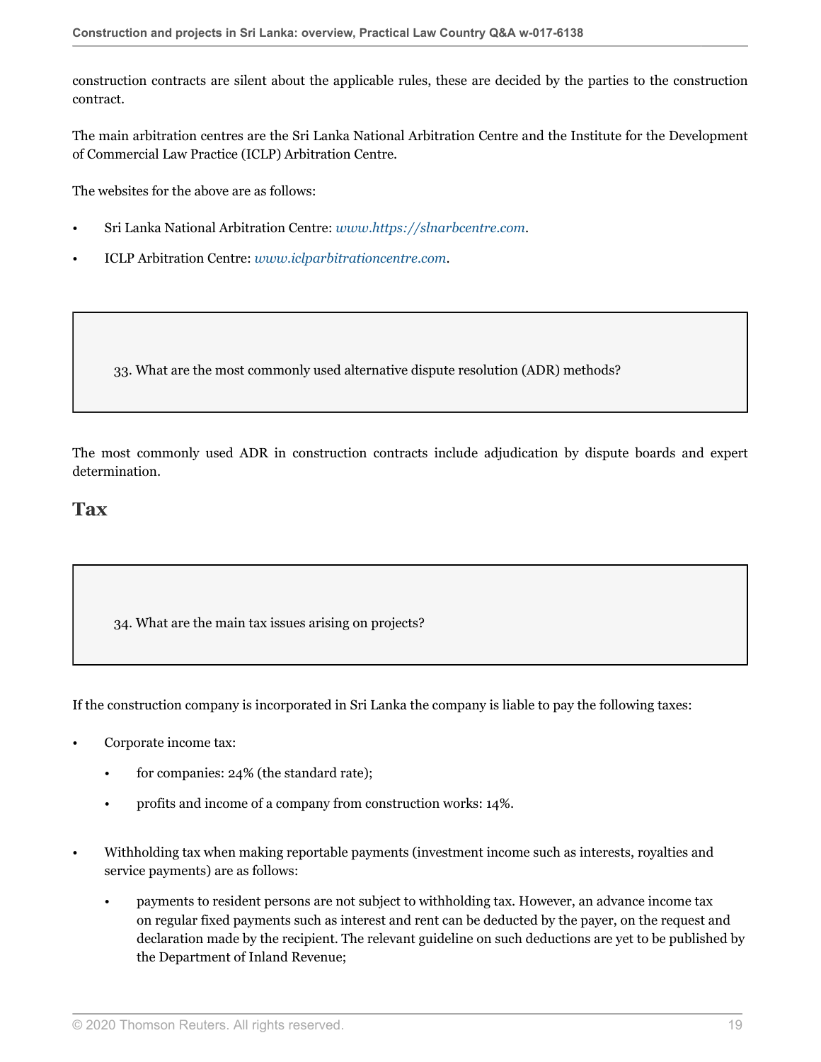construction contracts are silent about the applicable rules, these are decided by the parties to the construction contract.

The main arbitration centres are the Sri Lanka National Arbitration Centre and the Institute for the Development of Commercial Law Practice (ICLP) Arbitration Centre.

The websites for the above are as follows:

- Sri Lanka National Arbitration Centre: *www.https://slnarbcentre.com*.
- ICLP Arbitration Centre: *www.iclparbitrationcentre.com*.

### 33. What are the most commonly used alternative dispute resolution (ADR) methods?

The most commonly used ADR in construction contracts include adjudication by dispute boards and expert determination.

## Tax

### 34. What are the main tax issues arising on projects?

If the construction company is incorporated in Sri Lanka the company is liable to pay the following taxes:

- Corporate income tax:
  - for companies: 24% (the standard rate);
  - profits and income of a company from construction works: 14%.
- Withholding tax when making reportable payments (investment income such as interests, royalties and service payments) are as follows:
  - payments to resident persons are not subject to withholding tax. However, an advance income tax on regular fixed payments such as interest and rent can be deducted by the payer, on the request and declaration made by the recipient. The relevant guideline on such deductions are yet to be published by the Department of Inland Revenue;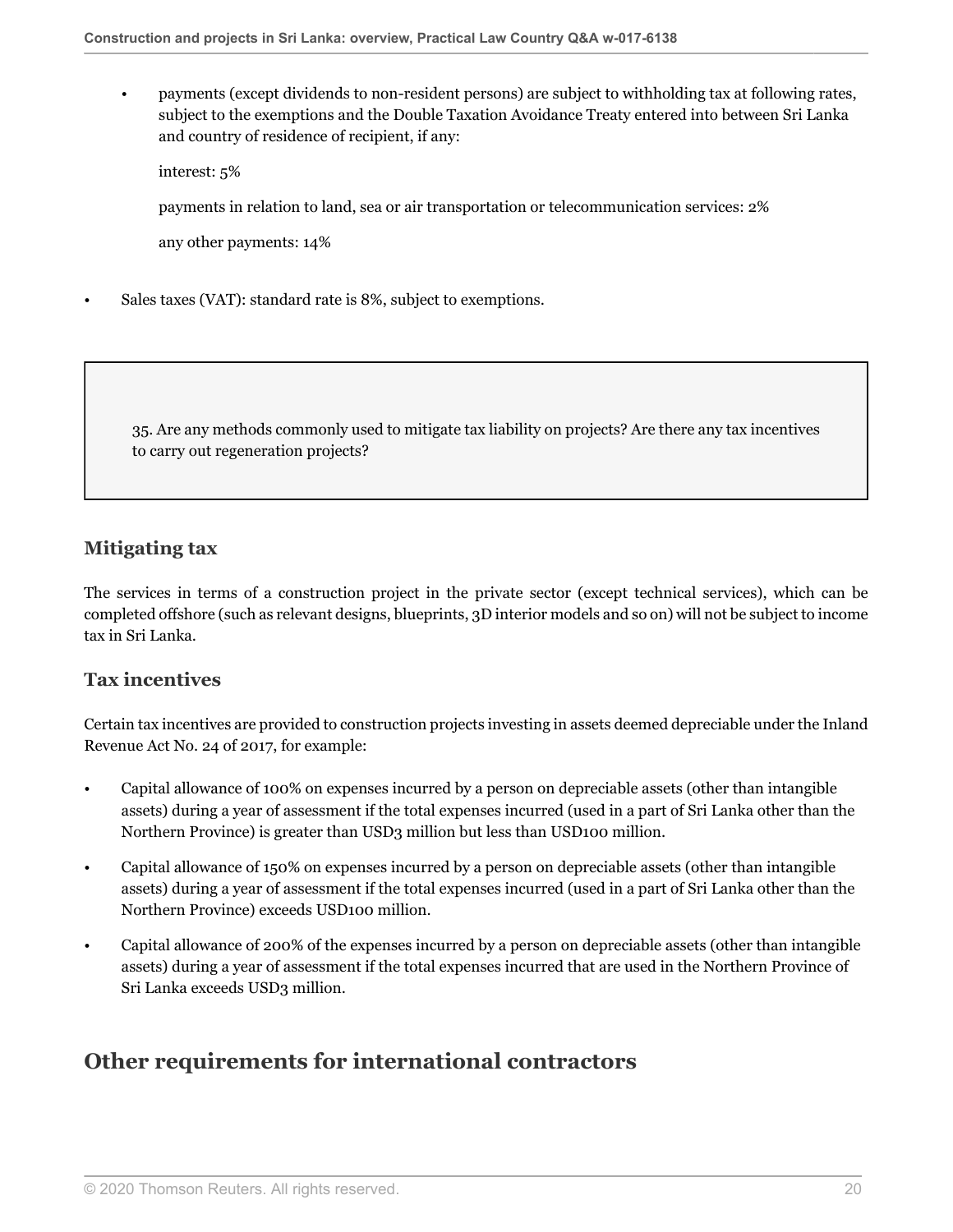- payments (except dividends to non-resident persons) are subject to withholding tax at following rates, subject to the exemptions and the Double Taxation Avoidance Treaty entered into between Sri Lanka and country of residence of recipient, if any:

  interest: 5%

  payments in relation to land, sea or air transportation or telecommunication services: 2%

  any other payments: 14%

- Sales taxes (VAT): standard rate is 8%, subject to exemptions.

> 35. Are any methods commonly used to mitigate tax liability on projects? Are there any tax incentives to carry out regeneration projects?

### Mitigating tax

The services in terms of a construction project in the private sector (except technical services), which can be completed offshore (such as relevant designs, blueprints, 3D interior models and so on) will not be subject to income tax in Sri Lanka.

### Tax incentives

Certain tax incentives are provided to construction projects investing in assets deemed depreciable under the Inland Revenue Act No. 24 of 2017, for example:

- Capital allowance of 100% on expenses incurred by a person on depreciable assets (other than intangible assets) during a year of assessment if the total expenses incurred (used in a part of Sri Lanka other than the Northern Province) is greater than USD3 million but less than USD100 million.
- Capital allowance of 150% on expenses incurred by a person on depreciable assets (other than intangible assets) during a year of assessment if the total expenses incurred (used in a part of Sri Lanka other than the Northern Province) exceeds USD100 million.
- Capital allowance of 200% of the expenses incurred by a person on depreciable assets (other than intangible assets) during a year of assessment if the total expenses incurred that are used in the Northern Province of Sri Lanka exceeds USD3 million.

## Other requirements for international contractors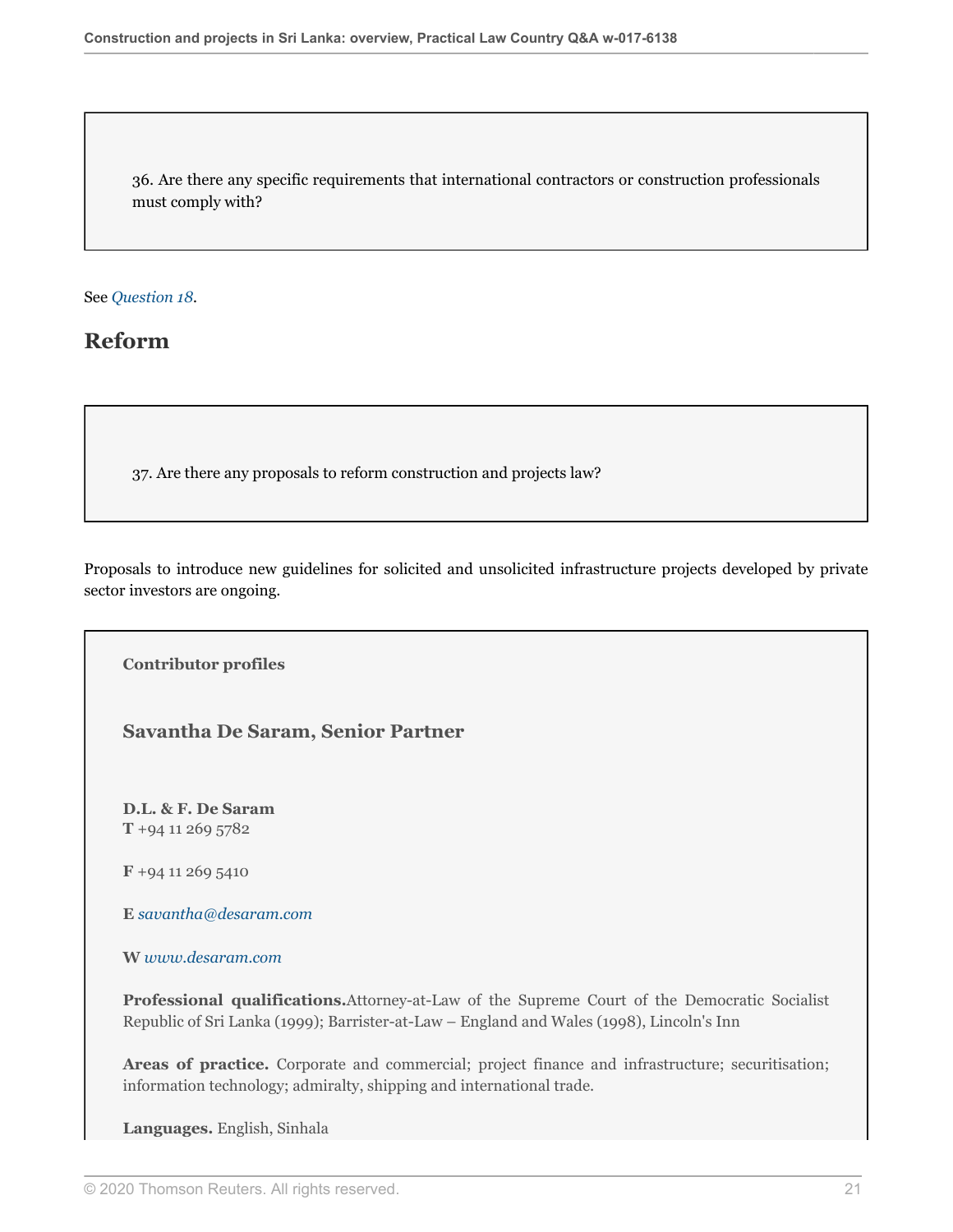36. Are there any specific requirements that international contractors or construction professionals must comply with?

See *Question 18*.

## Reform

37. Are there any proposals to reform construction and projects law?

Proposals to introduce new guidelines for solicited and unsolicited infrastructure projects developed by private sector investors are ongoing.

**Contributor profiles**

### Savantha De Saram, Senior Partner

**D.L. & F. De Saram**
**T** +94 11 269 5782

**F** +94 11 269 5410

**E** *savantha@desaram.com*

**W** *www.desaram.com*

**Professional qualifications.** Attorney-at-Law of the Supreme Court of the Democratic Socialist Republic of Sri Lanka (1999); Barrister-at-Law – England and Wales (1998), Lincoln's Inn

**Areas of practice.** Corporate and commercial; project finance and infrastructure; securitisation; information technology; admiralty, shipping and international trade.

**Languages.** English, Sinhala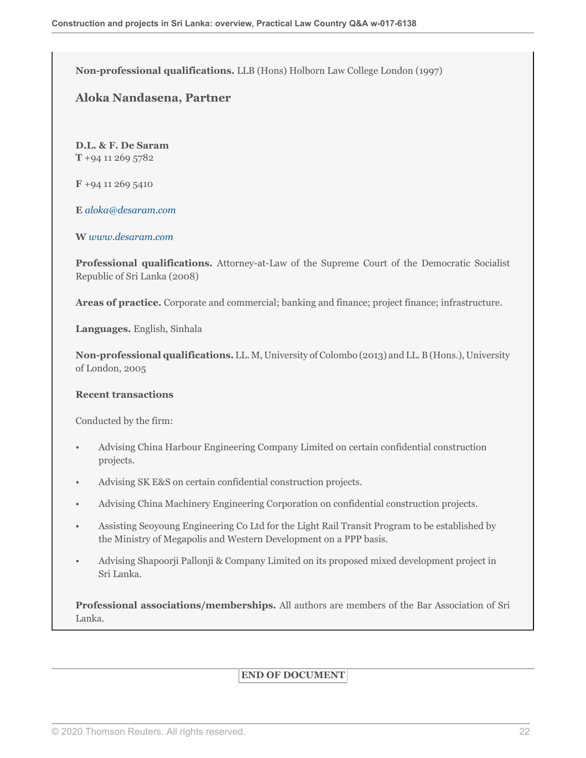**Non-professional qualifications.** LLB (Hons) Holborn Law College London (1997)

### Aloka Nandasena, Partner

**D.L. & F. De Saram**
**T** +94 11 269 5782

**F** +94 11 269 5410

**E** *aloka@desaram.com*

**W** *www.desaram.com*

**Professional qualifications.** Attorney-at-Law of the Supreme Court of the Democratic Socialist Republic of Sri Lanka (2008)

**Areas of practice.** Corporate and commercial; banking and finance; project finance; infrastructure.

**Languages.** English, Sinhala

**Non-professional qualifications.** LL. M, University of Colombo (2013) and LL. B (Hons.), University of London, 2005

**Recent transactions**

Conducted by the firm:

- Advising China Harbour Engineering Company Limited on certain confidential construction projects.
- Advising SK E&S on certain confidential construction projects.
- Advising China Machinery Engineering Corporation on confidential construction projects.
- Assisting Seoyoung Engineering Co Ltd for the Light Rail Transit Program to be established by the Ministry of Megapolis and Western Development on a PPP basis.
- Advising Shapoorji Pallonji & Company Limited on its proposed mixed development project in Sri Lanka.

**Professional associations/memberships.** All authors are members of the Bar Association of Sri Lanka.

**END OF DOCUMENT**